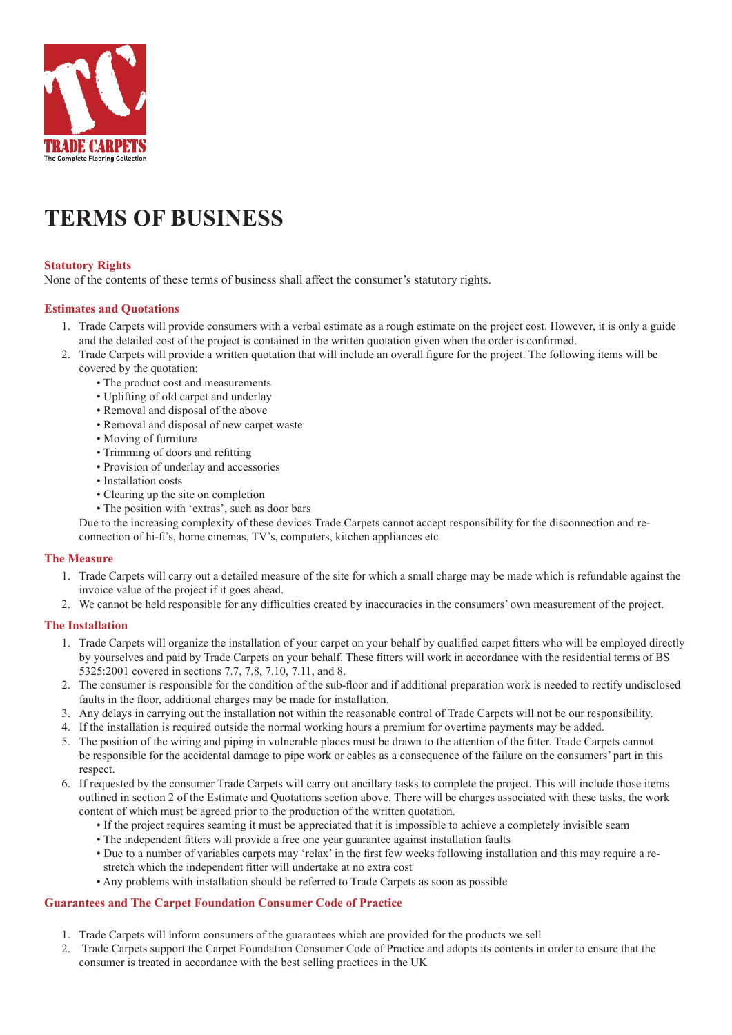TRADE CARPETS
The Complete Flooring Collection

# TERMS OF BUSINESS

### Statutory Rights

None of the contents of these terms of business shall affect the consumer's statutory rights.

### Estimates and Quotations

1. Trade Carpets will provide consumers with a verbal estimate as a rough estimate on the project cost. However, it is only a guide and the detailed cost of the project is contained in the written quotation given when the order is confirmed.
2. Trade Carpets will provide a written quotation that will include an overall figure for the project. The following items will be covered by the quotation:
   - The product cost and measurements
   - Uplifting of old carpet and underlay
   - Removal and disposal of the above
   - Removal and disposal of new carpet waste
   - Moving of furniture
   - Trimming of doors and refitting
   - Provision of underlay and accessories
   - Installation costs
   - Clearing up the site on completion
   - The position with 'extras', such as door bars

   Due to the increasing complexity of these devices Trade Carpets cannot accept responsibility for the disconnection and re-connection of hi-fi's, home cinemas, TV's, computers, kitchen appliances etc

### The Measure

1. Trade Carpets will carry out a detailed measure of the site for which a small charge may be made which is refundable against the invoice value of the project if it goes ahead.
2. We cannot be held responsible for any difficulties created by inaccuracies in the consumers' own measurement of the project.

### The Installation

1. Trade Carpets will organize the installation of your carpet on your behalf by qualified carpet fitters who will be employed directly by yourselves and paid by Trade Carpets on your behalf. These fitters will work in accordance with the residential terms of BS 5325:2001 covered in sections 7.7, 7.8, 7.10, 7.11, and 8.
2. The consumer is responsible for the condition of the sub-floor and if additional preparation work is needed to rectify undisclosed faults in the floor, additional charges may be made for installation.
3. Any delays in carrying out the installation not within the reasonable control of Trade Carpets will not be our responsibility.
4. If the installation is required outside the normal working hours a premium for overtime payments may be added.
5. The position of the wiring and piping in vulnerable places must be drawn to the attention of the fitter. Trade Carpets cannot be responsible for the accidental damage to pipe work or cables as a consequence of the failure on the consumers' part in this respect.
6. If requested by the consumer Trade Carpets will carry out ancillary tasks to complete the project. This will include those items outlined in section 2 of the Estimate and Quotations section above. There will be charges associated with these tasks, the work content of which must be agreed prior to the production of the written quotation.
   - If the project requires seaming it must be appreciated that it is impossible to achieve a completely invisible seam
   - The independent fitters will provide a free one year guarantee against installation faults
   - Due to a number of variables carpets may 'relax' in the first few weeks following installation and this may require a re-stretch which the independent fitter will undertake at no extra cost
   - Any problems with installation should be referred to Trade Carpets as soon as possible

### Guarantees and The Carpet Foundation Consumer Code of Practice

1. Trade Carpets will inform consumers of the guarantees which are provided for the products we sell
2. Trade Carpets support the Carpet Foundation Consumer Code of Practice and adopts its contents in order to ensure that the consumer is treated in accordance with the best selling practices in the UK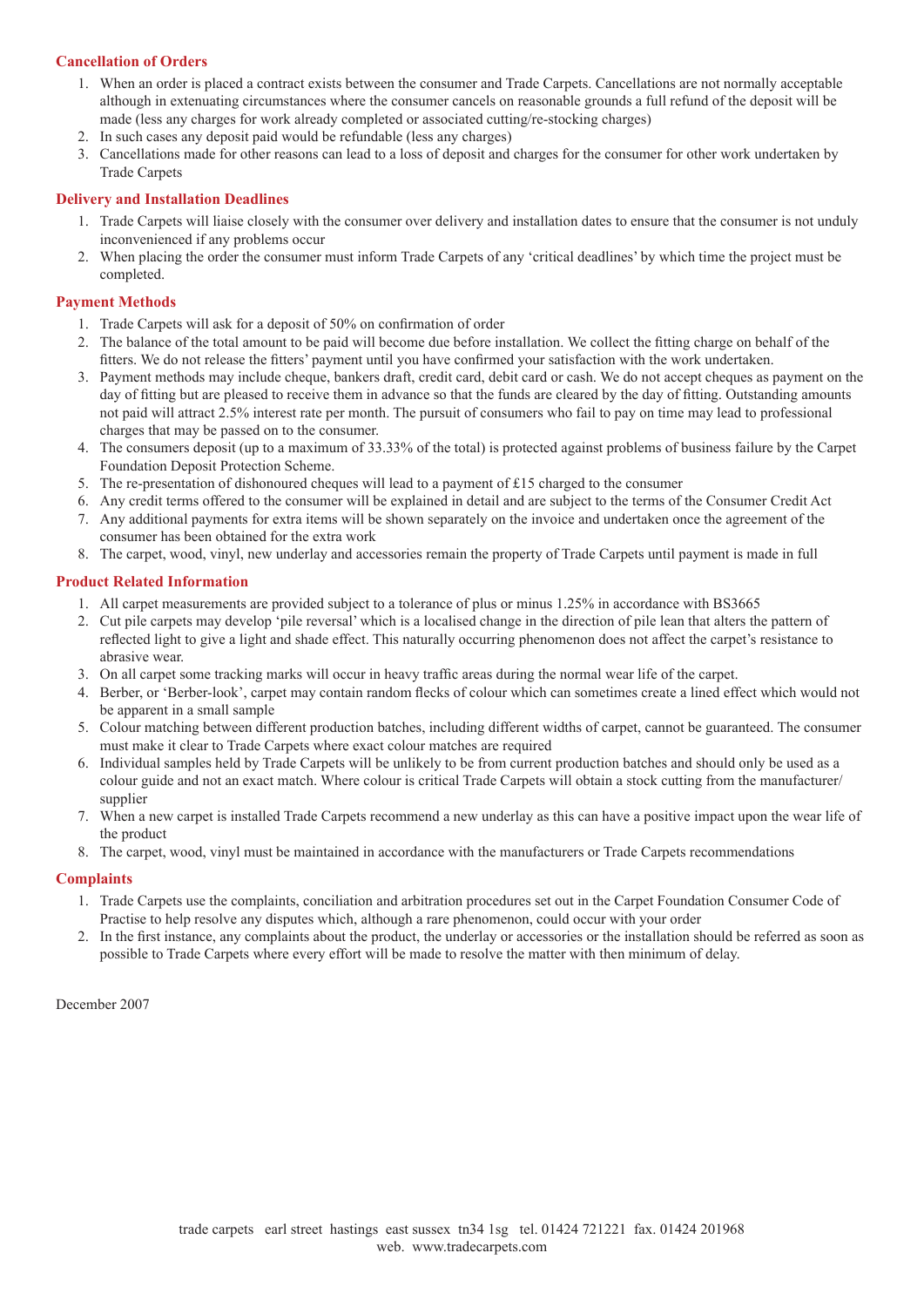## Cancellation of Orders

1. When an order is placed a contract exists between the consumer and Trade Carpets. Cancellations are not normally acceptable although in extenuating circumstances where the consumer cancels on reasonable grounds a full refund of the deposit will be made (less any charges for work already completed or associated cutting/re-stocking charges)
2. In such cases any deposit paid would be refundable (less any charges)
3. Cancellations made for other reasons can lead to a loss of deposit and charges for the consumer for other work undertaken by Trade Carpets

## Delivery and Installation Deadlines

1. Trade Carpets will liaise closely with the consumer over delivery and installation dates to ensure that the consumer is not unduly inconvenienced if any problems occur
2. When placing the order the consumer must inform Trade Carpets of any 'critical deadlines' by which time the project must be completed.

## Payment Methods

1. Trade Carpets will ask for a deposit of 50% on confirmation of order
2. The balance of the total amount to be paid will become due before installation. We collect the fitting charge on behalf of the fitters. We do not release the fitters' payment until you have confirmed your satisfaction with the work undertaken.
3. Payment methods may include cheque, bankers draft, credit card, debit card or cash. We do not accept cheques as payment on the day of fitting but are pleased to receive them in advance so that the funds are cleared by the day of fitting. Outstanding amounts not paid will attract 2.5% interest rate per month. The pursuit of consumers who fail to pay on time may lead to professional charges that may be passed on to the consumer.
4. The consumers deposit (up to a maximum of 33.33% of the total) is protected against problems of business failure by the Carpet Foundation Deposit Protection Scheme.
5. The re-presentation of dishonoured cheques will lead to a payment of £15 charged to the consumer
6. Any credit terms offered to the consumer will be explained in detail and are subject to the terms of the Consumer Credit Act
7. Any additional payments for extra items will be shown separately on the invoice and undertaken once the agreement of the consumer has been obtained for the extra work
8. The carpet, wood, vinyl, new underlay and accessories remain the property of Trade Carpets until payment is made in full

## Product Related Information

1. All carpet measurements are provided subject to a tolerance of plus or minus 1.25% in accordance with BS3665
2. Cut pile carpets may develop 'pile reversal' which is a localised change in the direction of pile lean that alters the pattern of reflected light to give a light and shade effect. This naturally occurring phenomenon does not affect the carpet's resistance to abrasive wear.
3. On all carpet some tracking marks will occur in heavy traffic areas during the normal wear life of the carpet.
4. Berber, or 'Berber-look', carpet may contain random flecks of colour which can sometimes create a lined effect which would not be apparent in a small sample
5. Colour matching between different production batches, including different widths of carpet, cannot be guaranteed. The consumer must make it clear to Trade Carpets where exact colour matches are required
6. Individual samples held by Trade Carpets will be unlikely to be from current production batches and should only be used as a colour guide and not an exact match. Where colour is critical Trade Carpets will obtain a stock cutting from the manufacturer/supplier
7. When a new carpet is installed Trade Carpets recommend a new underlay as this can have a positive impact upon the wear life of the product
8. The carpet, wood, vinyl must be maintained in accordance with the manufacturers or Trade Carpets recommendations

## Complaints

1. Trade Carpets use the complaints, conciliation and arbitration procedures set out in the Carpet Foundation Consumer Code of Practise to help resolve any disputes which, although a rare phenomenon, could occur with your order
2. In the first instance, any complaints about the product, the underlay or accessories or the installation should be referred as soon as possible to Trade Carpets where every effort will be made to resolve the matter with then minimum of delay.

December 2007

trade carpets earl street hastings east sussex tn34 1sg tel. 01424 721221 fax. 01424 201968
web. www.tradecarpets.com